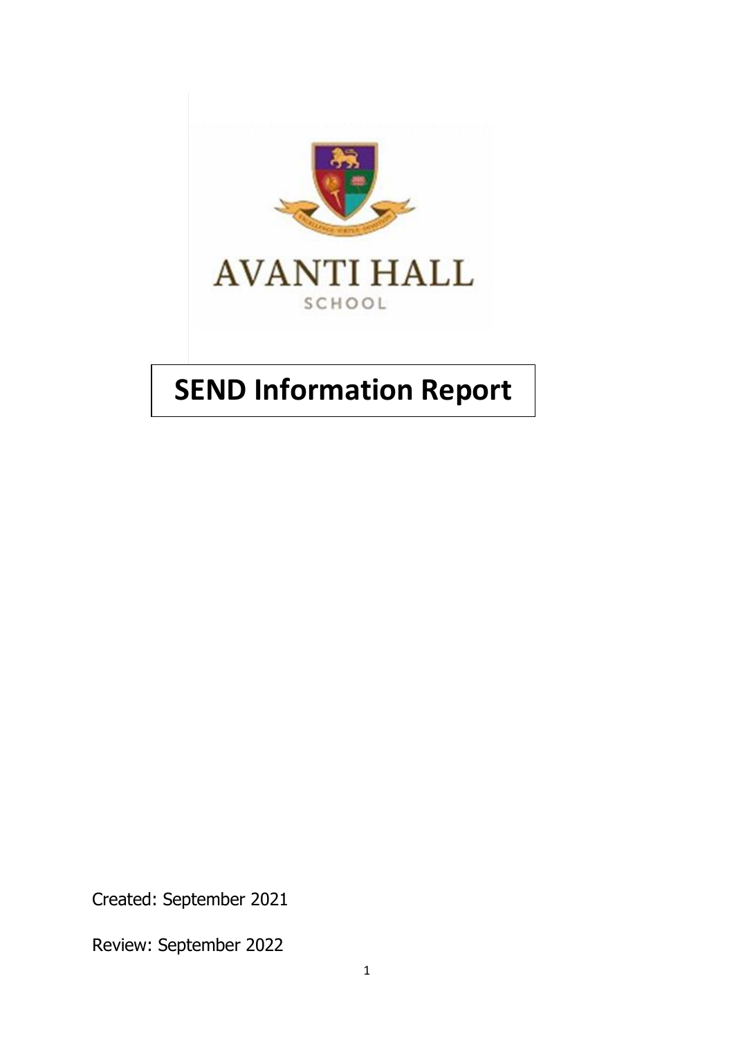AVANTI HALL

SCHOOL

# SEND Information Report

Created: September 2021

Review: September 2022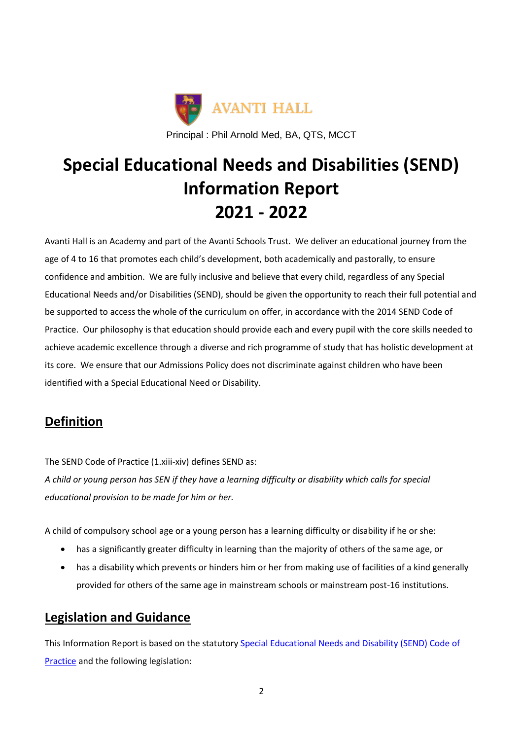AVANTI HALL

Principal : Phil Arnold Med, BA, QTS, MCCT

# Special Educational Needs and Disabilities (SEND) Information Report 2021 - 2022

Avanti Hall is an Academy and part of the Avanti Schools Trust. We deliver an educational journey from the age of 4 to 16 that promotes each child's development, both academically and pastorally, to ensure confidence and ambition. We are fully inclusive and believe that every child, regardless of any Special Educational Needs and/or Disabilities (SEND), should be given the opportunity to reach their full potential and be supported to access the whole of the curriculum on offer, in accordance with the 2014 SEND Code of Practice. Our philosophy is that education should provide each and every pupil with the core skills needed to achieve academic excellence through a diverse and rich programme of study that has holistic development at its core. We ensure that our Admissions Policy does not discriminate against children who have been identified with a Special Educational Need or Disability.

## Definition

The SEND Code of Practice (1.xiii-xiv) defines SEND as:
*A child or young person has SEN if they have a learning difficulty or disability which calls for special educational provision to be made for him or her.*

A child of compulsory school age or a young person has a learning difficulty or disability if he or she:

- has a significantly greater difficulty in learning than the majority of others of the same age, or
- has a disability which prevents or hinders him or her from making use of facilities of a kind generally provided for others of the same age in mainstream schools or mainstream post-16 institutions.

## Legislation and Guidance

This Information Report is based on the statutory [Special Educational Needs and Disability (SEND) Code of Practice] and the following legislation: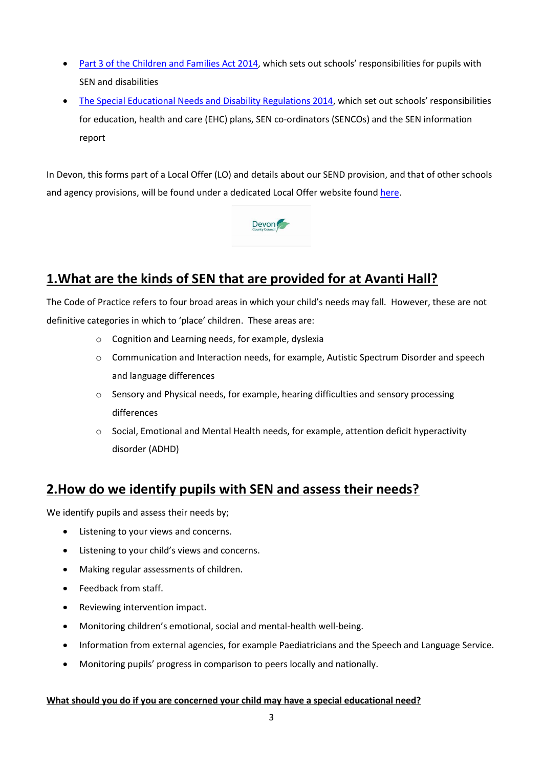- Part 3 of the Children and Families Act 2014, which sets out schools' responsibilities for pupils with SEN and disabilities
- The Special Educational Needs and Disability Regulations 2014, which set out schools' responsibilities for education, health and care (EHC) plans, SEN co-ordinators (SENCOs) and the SEN information report

In Devon, this forms part of a Local Offer (LO) and details about our SEND provision, and that of other schools and agency provisions, will be found under a dedicated Local Offer website found here.

## 1.What are the kinds of SEN that are provided for at Avanti Hall?

The Code of Practice refers to four broad areas in which your child's needs may fall. However, these are not definitive categories in which to 'place' children. These areas are:

- Cognition and Learning needs, for example, dyslexia
- Communication and Interaction needs, for example, Autistic Spectrum Disorder and speech and language differences
- Sensory and Physical needs, for example, hearing difficulties and sensory processing differences
- Social, Emotional and Mental Health needs, for example, attention deficit hyperactivity disorder (ADHD)

## 2.How do we identify pupils with SEN and assess their needs?

We identify pupils and assess their needs by;

- Listening to your views and concerns.
- Listening to your child's views and concerns.
- Making regular assessments of children.
- Feedback from staff.
- Reviewing intervention impact.
- Monitoring children's emotional, social and mental-health well-being.
- Information from external agencies, for example Paediatricians and the Speech and Language Service.
- Monitoring pupils' progress in comparison to peers locally and nationally.

**What should you do if you are concerned your child may have a special educational need?**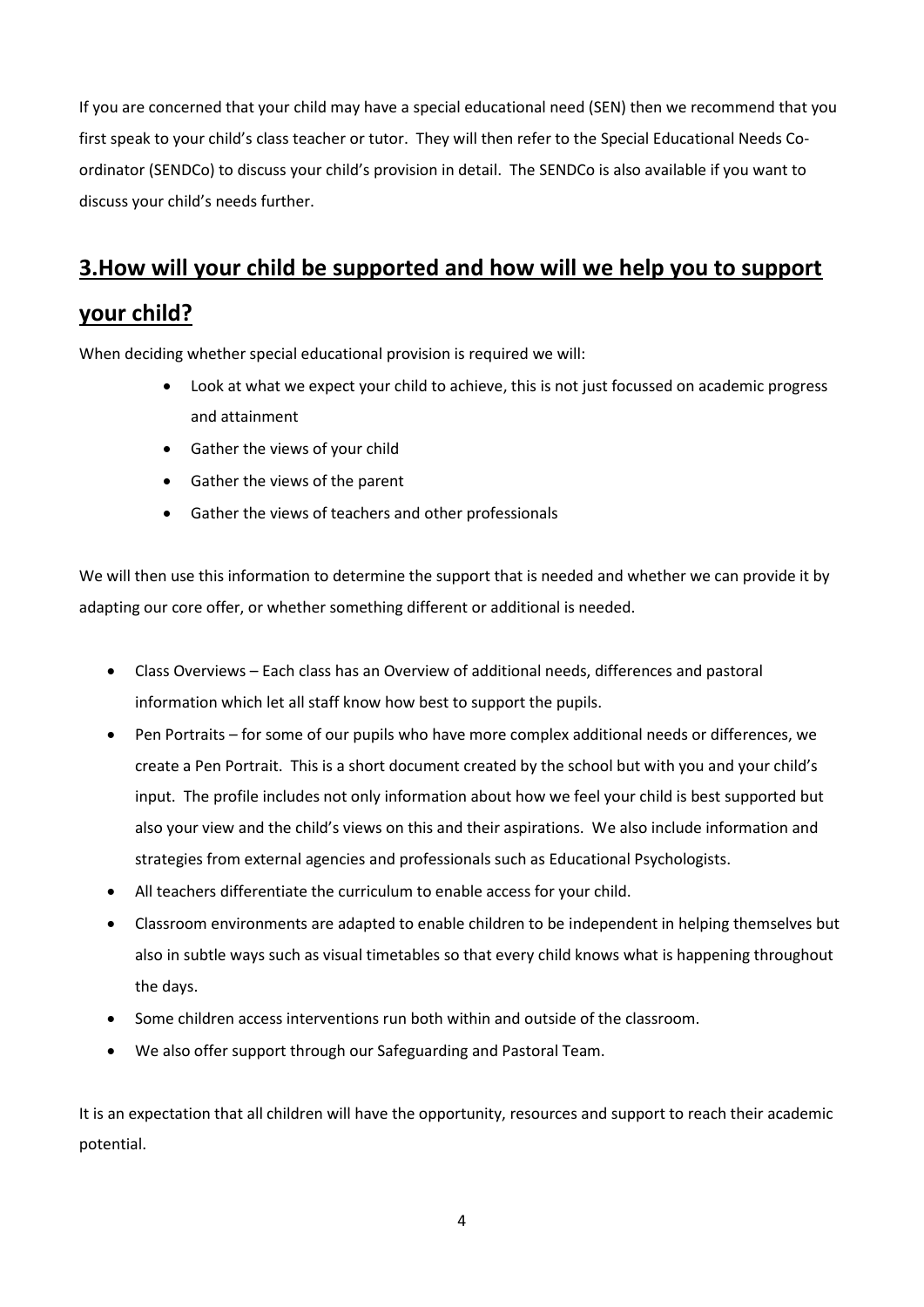If you are concerned that your child may have a special educational need (SEN) then we recommend that you first speak to your child's class teacher or tutor. They will then refer to the Special Educational Needs Co-ordinator (SENDCo) to discuss your child's provision in detail. The SENDCo is also available if you want to discuss your child's needs further.

## 3.How will your child be supported and how will we help you to support your child?

When deciding whether special educational provision is required we will:

- Look at what we expect your child to achieve, this is not just focussed on academic progress and attainment
- Gather the views of your child
- Gather the views of the parent
- Gather the views of teachers and other professionals

We will then use this information to determine the support that is needed and whether we can provide it by adapting our core offer, or whether something different or additional is needed.

- Class Overviews – Each class has an Overview of additional needs, differences and pastoral information which let all staff know how best to support the pupils.
- Pen Portraits – for some of our pupils who have more complex additional needs or differences, we create a Pen Portrait. This is a short document created by the school but with you and your child's input. The profile includes not only information about how we feel your child is best supported but also your view and the child's views on this and their aspirations. We also include information and strategies from external agencies and professionals such as Educational Psychologists.
- All teachers differentiate the curriculum to enable access for your child.
- Classroom environments are adapted to enable children to be independent in helping themselves but also in subtle ways such as visual timetables so that every child knows what is happening throughout the days.
- Some children access interventions run both within and outside of the classroom.
- We also offer support through our Safeguarding and Pastoral Team.

It is an expectation that all children will have the opportunity, resources and support to reach their academic potential.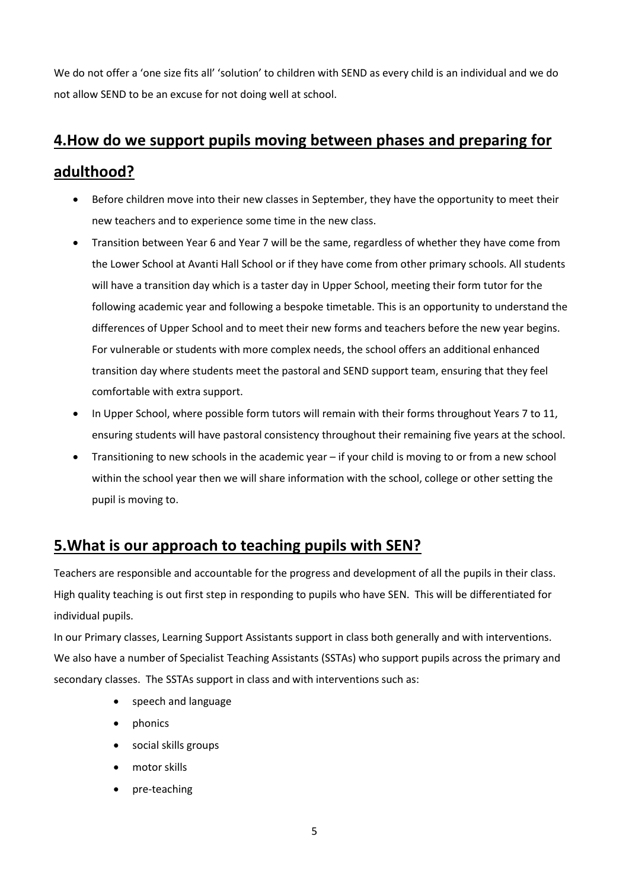We do not offer a 'one size fits all' 'solution' to children with SEND as every child is an individual and we do not allow SEND to be an excuse for not doing well at school.

## 4.How do we support pupils moving between phases and preparing for adulthood?

- Before children move into their new classes in September, they have the opportunity to meet their new teachers and to experience some time in the new class.
- Transition between Year 6 and Year 7 will be the same, regardless of whether they have come from the Lower School at Avanti Hall School or if they have come from other primary schools. All students will have a transition day which is a taster day in Upper School, meeting their form tutor for the following academic year and following a bespoke timetable. This is an opportunity to understand the differences of Upper School and to meet their new forms and teachers before the new year begins. For vulnerable or students with more complex needs, the school offers an additional enhanced transition day where students meet the pastoral and SEND support team, ensuring that they feel comfortable with extra support.
- In Upper School, where possible form tutors will remain with their forms throughout Years 7 to 11, ensuring students will have pastoral consistency throughout their remaining five years at the school.
- Transitioning to new schools in the academic year – if your child is moving to or from a new school within the school year then we will share information with the school, college or other setting the pupil is moving to.

## 5.What is our approach to teaching pupils with SEN?

Teachers are responsible and accountable for the progress and development of all the pupils in their class. High quality teaching is out first step in responding to pupils who have SEN. This will be differentiated for individual pupils.

In our Primary classes, Learning Support Assistants support in class both generally and with interventions. We also have a number of Specialist Teaching Assistants (SSTAs) who support pupils across the primary and secondary classes. The SSTAs support in class and with interventions such as:

- speech and language
- phonics
- social skills groups
- motor skills
- pre-teaching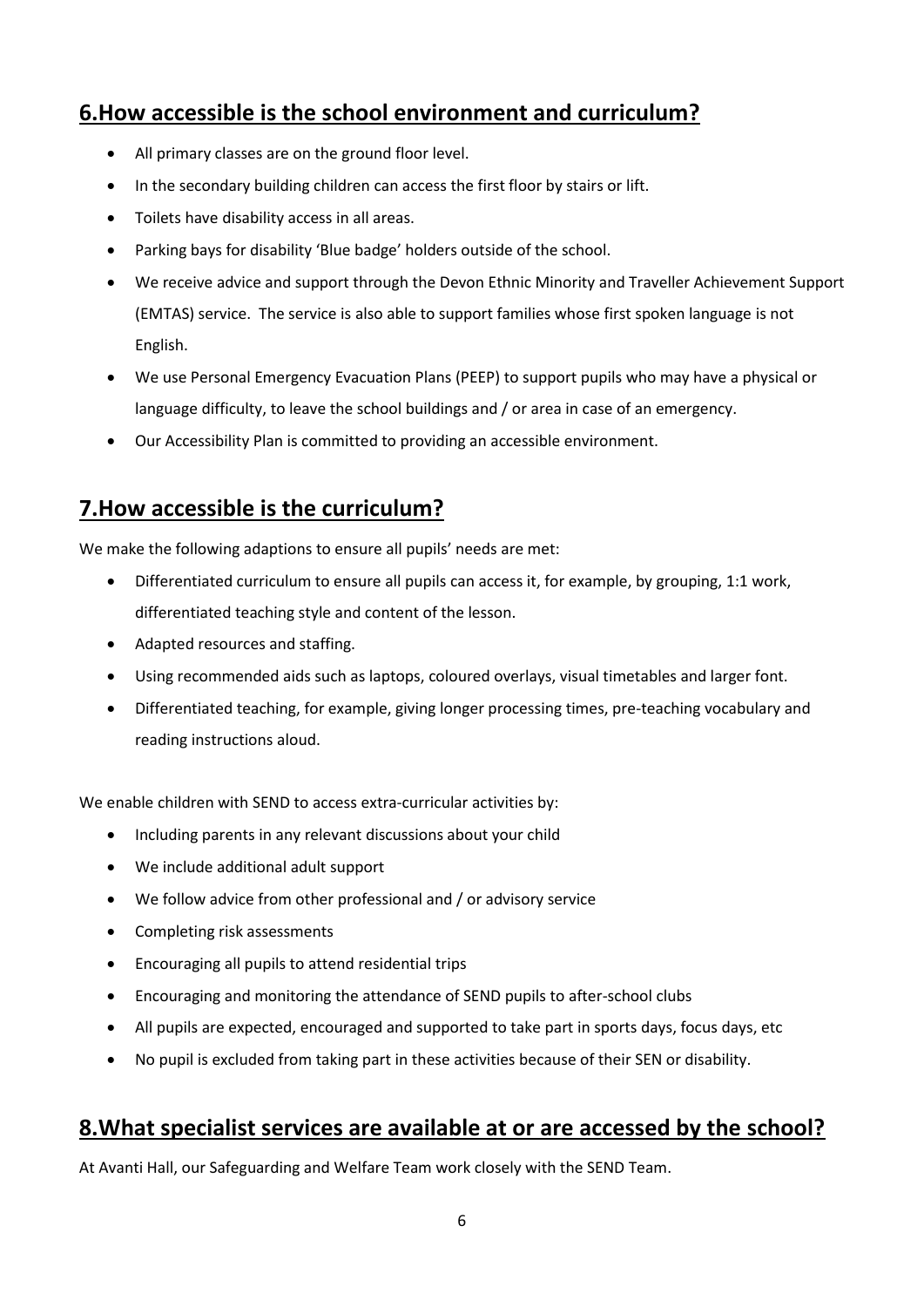## 6.How accessible is the school environment and curriculum?

- All primary classes are on the ground floor level.
- In the secondary building children can access the first floor by stairs or lift.
- Toilets have disability access in all areas.
- Parking bays for disability 'Blue badge' holders outside of the school.
- We receive advice and support through the Devon Ethnic Minority and Traveller Achievement Support (EMTAS) service. The service is also able to support families whose first spoken language is not English.
- We use Personal Emergency Evacuation Plans (PEEP) to support pupils who may have a physical or language difficulty, to leave the school buildings and / or area in case of an emergency.
- Our Accessibility Plan is committed to providing an accessible environment.

## 7.How accessible is the curriculum?

We make the following adaptions to ensure all pupils' needs are met:

- Differentiated curriculum to ensure all pupils can access it, for example, by grouping, 1:1 work, differentiated teaching style and content of the lesson.
- Adapted resources and staffing.
- Using recommended aids such as laptops, coloured overlays, visual timetables and larger font.
- Differentiated teaching, for example, giving longer processing times, pre-teaching vocabulary and reading instructions aloud.

We enable children with SEND to access extra-curricular activities by:

- Including parents in any relevant discussions about your child
- We include additional adult support
- We follow advice from other professional and / or advisory service
- Completing risk assessments
- Encouraging all pupils to attend residential trips
- Encouraging and monitoring the attendance of SEND pupils to after-school clubs
- All pupils are expected, encouraged and supported to take part in sports days, focus days, etc
- No pupil is excluded from taking part in these activities because of their SEN or disability.

## 8.What specialist services are available at or are accessed by the school?

At Avanti Hall, our Safeguarding and Welfare Team work closely with the SEND Team.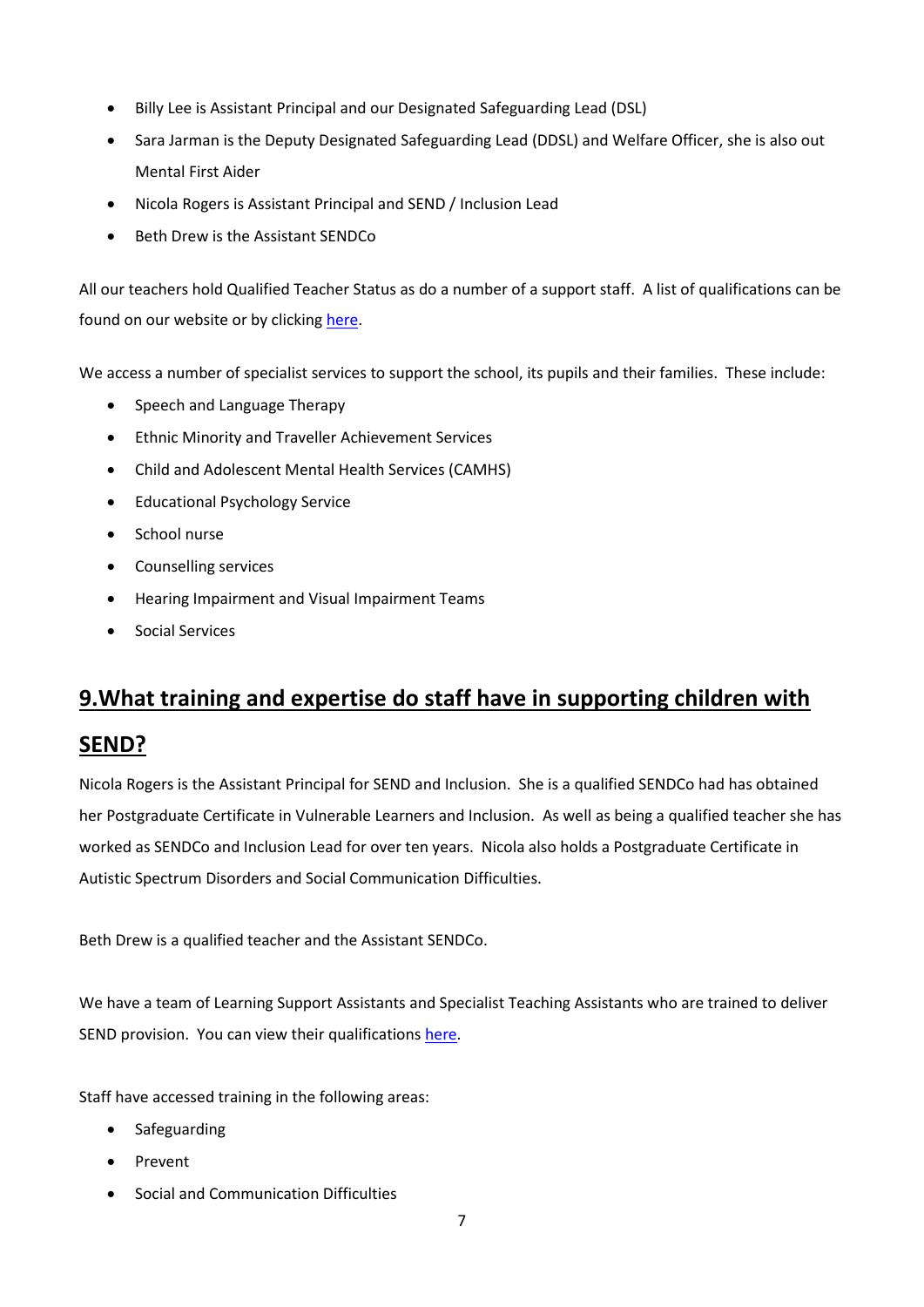- Billy Lee is Assistant Principal and our Designated Safeguarding Lead (DSL)
- Sara Jarman is the Deputy Designated Safeguarding Lead (DDSL) and Welfare Officer, she is also out Mental First Aider
- Nicola Rogers is Assistant Principal and SEND / Inclusion Lead
- Beth Drew is the Assistant SENDCo

All our teachers hold Qualified Teacher Status as do a number of a support staff. A list of qualifications can be found on our website or by clicking here.

We access a number of specialist services to support the school, its pupils and their families. These include:

- Speech and Language Therapy
- Ethnic Minority and Traveller Achievement Services
- Child and Adolescent Mental Health Services (CAMHS)
- Educational Psychology Service
- School nurse
- Counselling services
- Hearing Impairment and Visual Impairment Teams
- Social Services

## 9.What training and expertise do staff have in supporting children with SEND?

Nicola Rogers is the Assistant Principal for SEND and Inclusion. She is a qualified SENDCo had has obtained her Postgraduate Certificate in Vulnerable Learners and Inclusion. As well as being a qualified teacher she has worked as SENDCo and Inclusion Lead for over ten years. Nicola also holds a Postgraduate Certificate in Autistic Spectrum Disorders and Social Communication Difficulties.

Beth Drew is a qualified teacher and the Assistant SENDCo.

We have a team of Learning Support Assistants and Specialist Teaching Assistants who are trained to deliver SEND provision. You can view their qualifications here.

Staff have accessed training in the following areas:

- Safeguarding
- Prevent
- Social and Communication Difficulties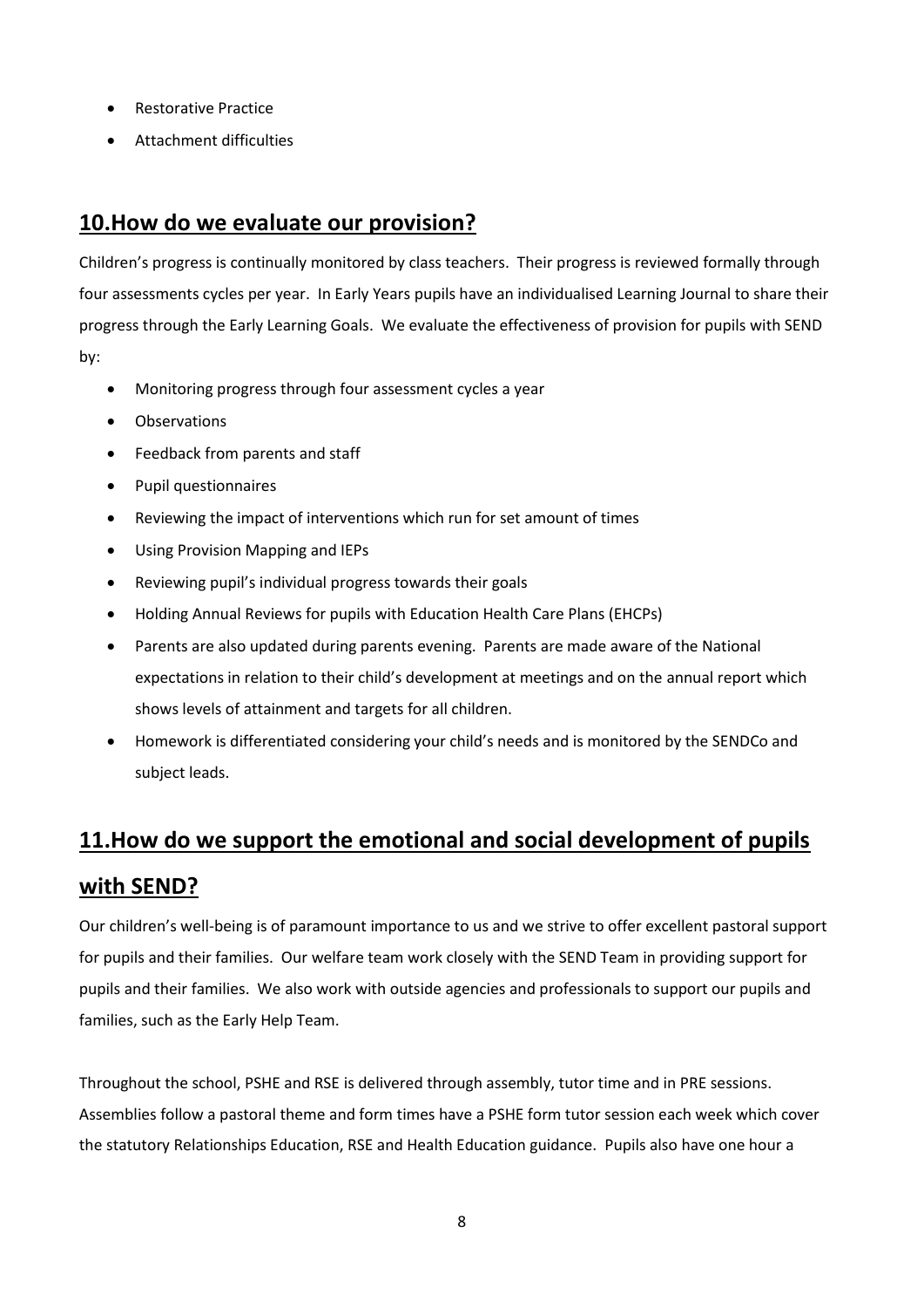- Restorative Practice
- Attachment difficulties

## 10.How do we evaluate our provision?

Children's progress is continually monitored by class teachers. Their progress is reviewed formally through four assessments cycles per year. In Early Years pupils have an individualised Learning Journal to share their progress through the Early Learning Goals. We evaluate the effectiveness of provision for pupils with SEND by:

- Monitoring progress through four assessment cycles a year
- Observations
- Feedback from parents and staff
- Pupil questionnaires
- Reviewing the impact of interventions which run for set amount of times
- Using Provision Mapping and IEPs
- Reviewing pupil's individual progress towards their goals
- Holding Annual Reviews for pupils with Education Health Care Plans (EHCPs)
- Parents are also updated during parents evening. Parents are made aware of the National expectations in relation to their child's development at meetings and on the annual report which shows levels of attainment and targets for all children.
- Homework is differentiated considering your child's needs and is monitored by the SENDCo and subject leads.

## 11.How do we support the emotional and social development of pupils with SEND?

Our children's well-being is of paramount importance to us and we strive to offer excellent pastoral support for pupils and their families. Our welfare team work closely with the SEND Team in providing support for pupils and their families. We also work with outside agencies and professionals to support our pupils and families, such as the Early Help Team.

Throughout the school, PSHE and RSE is delivered through assembly, tutor time and in PRE sessions. Assemblies follow a pastoral theme and form times have a PSHE form tutor session each week which cover the statutory Relationships Education, RSE and Health Education guidance. Pupils also have one hour a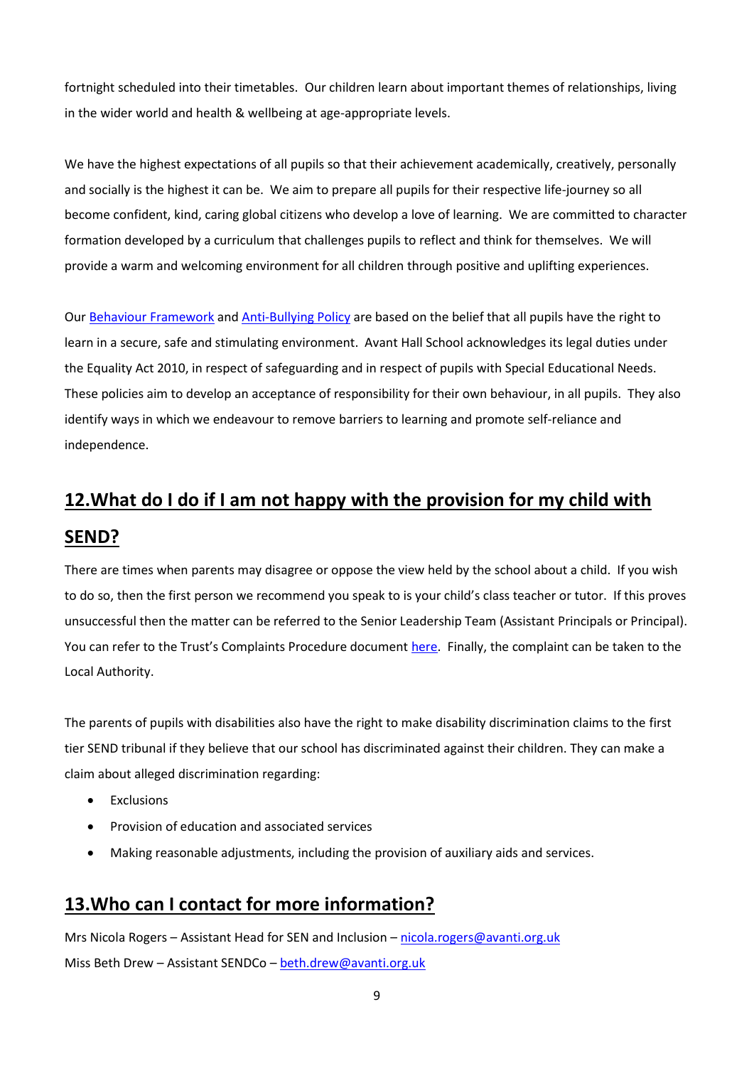fortnight scheduled into their timetables. Our children learn about important themes of relationships, living in the wider world and health & wellbeing at age-appropriate levels.

We have the highest expectations of all pupils so that their achievement academically, creatively, personally and socially is the highest it can be. We aim to prepare all pupils for their respective life-journey so all become confident, kind, caring global citizens who develop a love of learning. We are committed to character formation developed by a curriculum that challenges pupils to reflect and think for themselves. We will provide a warm and welcoming environment for all children through positive and uplifting experiences.

Our Behaviour Framework and Anti-Bullying Policy are based on the belief that all pupils have the right to learn in a secure, safe and stimulating environment. Avant Hall School acknowledges its legal duties under the Equality Act 2010, in respect of safeguarding and in respect of pupils with Special Educational Needs. These policies aim to develop an acceptance of responsibility for their own behaviour, in all pupils. They also identify ways in which we endeavour to remove barriers to learning and promote self-reliance and independence.

## 12. What do I do if I am not happy with the provision for my child with SEND?

There are times when parents may disagree or oppose the view held by the school about a child. If you wish to do so, then the first person we recommend you speak to is your child's class teacher or tutor. If this proves unsuccessful then the matter can be referred to the Senior Leadership Team (Assistant Principals or Principal). You can refer to the Trust's Complaints Procedure document here. Finally, the complaint can be taken to the Local Authority.

The parents of pupils with disabilities also have the right to make disability discrimination claims to the first tier SEND tribunal if they believe that our school has discriminated against their children. They can make a claim about alleged discrimination regarding:

- Exclusions
- Provision of education and associated services
- Making reasonable adjustments, including the provision of auxiliary aids and services.

## 13. Who can I contact for more information?

Mrs Nicola Rogers – Assistant Head for SEN and Inclusion – nicola.rogers@avanti.org.uk
Miss Beth Drew – Assistant SENDCo – beth.drew@avanti.org.uk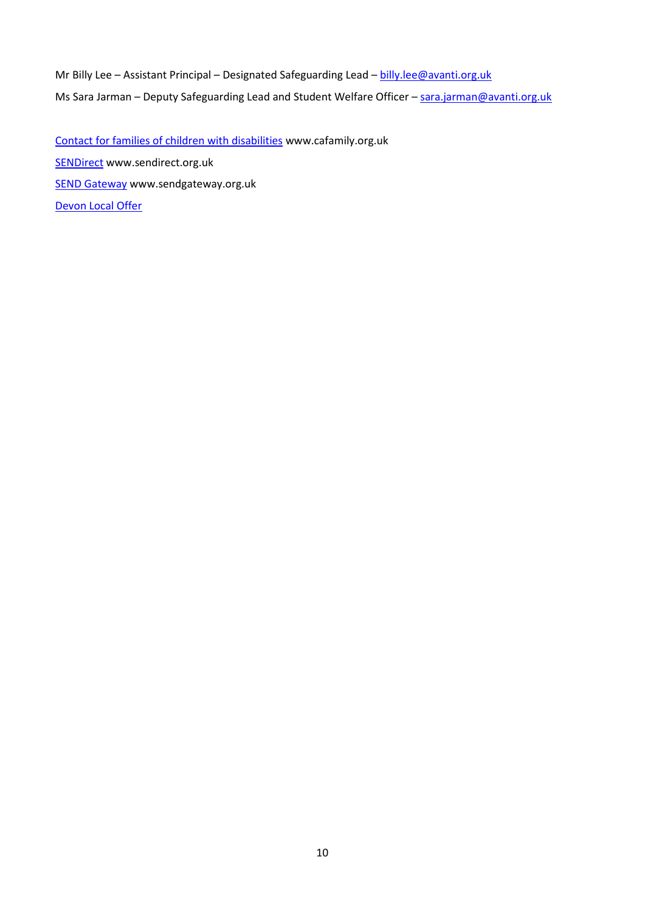Mr Billy Lee – Assistant Principal – Designated Safeguarding Lead – billy.lee@avanti.org.uk

Ms Sara Jarman – Deputy Safeguarding Lead and Student Welfare Officer – sara.jarman@avanti.org.uk

Contact for families of children with disabilities www.cafamily.org.uk

SENDirect www.sendirect.org.uk

SEND Gateway www.sendgateway.org.uk

Devon Local Offer